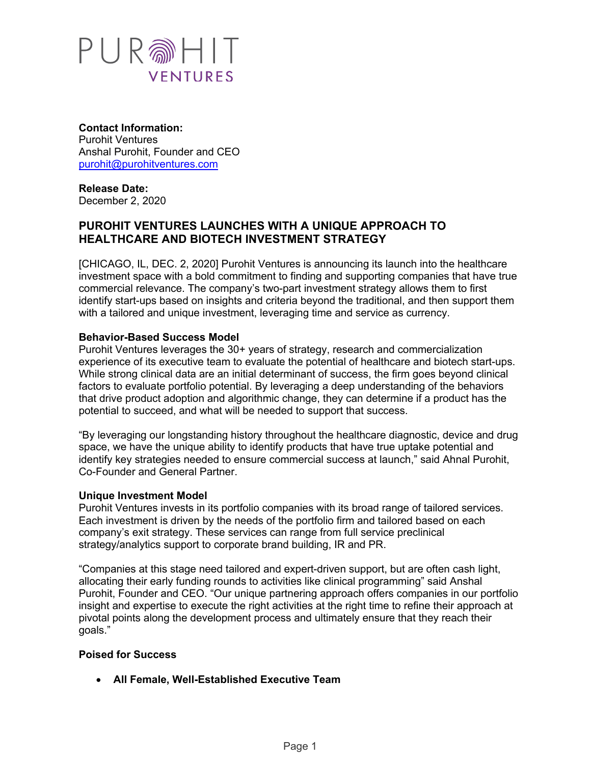PUROHIT VENTURES

**Contact Information:**
Purohit Ventures
Anshal Purohit, Founder and CEO
purohit@purohitventures.com

**Release Date:**
December 2, 2020

## PUROHIT VENTURES LAUNCHES WITH A UNIQUE APPROACH TO HEALTHCARE AND BIOTECH INVESTMENT STRATEGY

[CHICAGO, IL, DEC. 2, 2020] Purohit Ventures is announcing its launch into the healthcare investment space with a bold commitment to finding and supporting companies that have true commercial relevance. The company's two-part investment strategy allows them to first identify start-ups based on insights and criteria beyond the traditional, and then support them with a tailored and unique investment, leveraging time and service as currency.

**Behavior-Based Success Model**
Purohit Ventures leverages the 30+ years of strategy, research and commercialization experience of its executive team to evaluate the potential of healthcare and biotech start-ups. While strong clinical data are an initial determinant of success, the firm goes beyond clinical factors to evaluate portfolio potential. By leveraging a deep understanding of the behaviors that drive product adoption and algorithmic change, they can determine if a product has the potential to succeed, and what will be needed to support that success.

"By leveraging our longstanding history throughout the healthcare diagnostic, device and drug space, we have the unique ability to identify products that have true uptake potential and identify key strategies needed to ensure commercial success at launch," said Ahnal Purohit, Co-Founder and General Partner.

**Unique Investment Model**
Purohit Ventures invests in its portfolio companies with its broad range of tailored services. Each investment is driven by the needs of the portfolio firm and tailored based on each company's exit strategy. These services can range from full service preclinical strategy/analytics support to corporate brand building, IR and PR.

"Companies at this stage need tailored and expert-driven support, but are often cash light, allocating their early funding rounds to activities like clinical programming" said Anshal Purohit, Founder and CEO. "Our unique partnering approach offers companies in our portfolio insight and expertise to execute the right activities at the right time to refine their approach at pivotal points along the development process and ultimately ensure that they reach their goals."

**Poised for Success**

- **All Female, Well-Established Executive Team**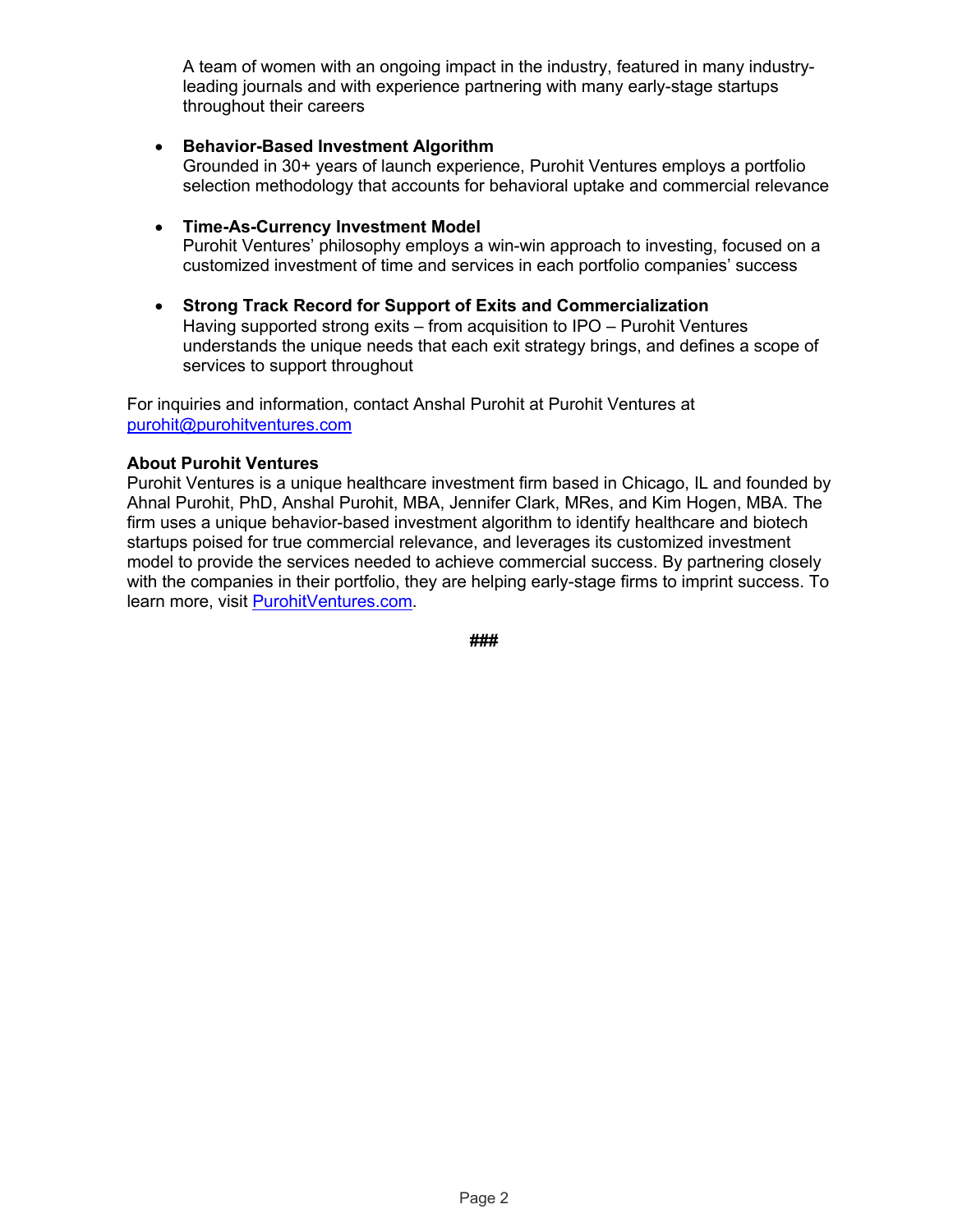A team of women with an ongoing impact in the industry, featured in many industry-leading journals and with experience partnering with many early-stage startups throughout their careers

- **Behavior-Based Investment Algorithm**
  Grounded in 30+ years of launch experience, Purohit Ventures employs a portfolio selection methodology that accounts for behavioral uptake and commercial relevance

- **Time-As-Currency Investment Model**
  Purohit Ventures' philosophy employs a win-win approach to investing, focused on a customized investment of time and services in each portfolio companies' success

- **Strong Track Record for Support of Exits and Commercialization**
  Having supported strong exits – from acquisition to IPO – Purohit Ventures understands the unique needs that each exit strategy brings, and defines a scope of services to support throughout

For inquiries and information, contact Anshal Purohit at Purohit Ventures at purohit@purohitventures.com

**About Purohit Ventures**
Purohit Ventures is a unique healthcare investment firm based in Chicago, IL and founded by Ahnal Purohit, PhD, Anshal Purohit, MBA, Jennifer Clark, MRes, and Kim Hogen, MBA. The firm uses a unique behavior-based investment algorithm to identify healthcare and biotech startups poised for true commercial relevance, and leverages its customized investment model to provide the services needed to achieve commercial success. By partnering closely with the companies in their portfolio, they are helping early-stage firms to imprint success. To learn more, visit PurohitVentures.com.

###